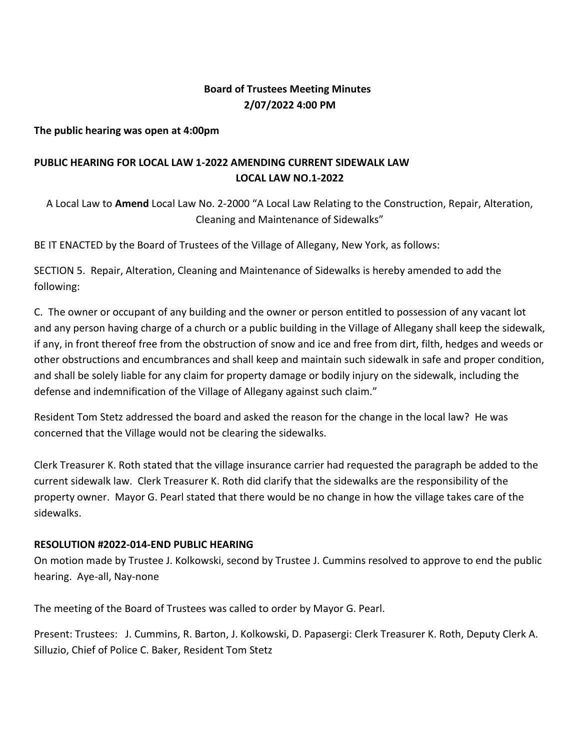# Board of Trustees Meeting Minutes
## 2/07/2022 4:00 PM

**The public hearing was open at 4:00pm**

## PUBLIC HEARING FOR LOCAL LAW 1-2022 AMENDING CURRENT SIDEWALK LAW LOCAL LAW NO.1-2022

A Local Law to **Amend** Local Law No. 2-2000 "A Local Law Relating to the Construction, Repair, Alteration, Cleaning and Maintenance of Sidewalks"

BE IT ENACTED by the Board of Trustees of the Village of Allegany, New York, as follows:

SECTION 5. Repair, Alteration, Cleaning and Maintenance of Sidewalks is hereby amended to add the following:

C. The owner or occupant of any building and the owner or person entitled to possession of any vacant lot and any person having charge of a church or a public building in the Village of Allegany shall keep the sidewalk, if any, in front thereof free from the obstruction of snow and ice and free from dirt, filth, hedges and weeds or other obstructions and encumbrances and shall keep and maintain such sidewalk in safe and proper condition, and shall be solely liable for any claim for property damage or bodily injury on the sidewalk, including the defense and indemnification of the Village of Allegany against such claim."

Resident Tom Stetz addressed the board and asked the reason for the change in the local law? He was concerned that the Village would not be clearing the sidewalks.

Clerk Treasurer K. Roth stated that the village insurance carrier had requested the paragraph be added to the current sidewalk law. Clerk Treasurer K. Roth did clarify that the sidewalks are the responsibility of the property owner. Mayor G. Pearl stated that there would be no change in how the village takes care of the sidewalks.

**RESOLUTION #2022-014-END PUBLIC HEARING**

On motion made by Trustee J. Kolkowski, second by Trustee J. Cummins resolved to approve to end the public hearing. Aye-all, Nay-none

The meeting of the Board of Trustees was called to order by Mayor G. Pearl.

Present: Trustees: J. Cummins, R. Barton, J. Kolkowski, D. Papasergi: Clerk Treasurer K. Roth, Deputy Clerk A. Silluzio, Chief of Police C. Baker, Resident Tom Stetz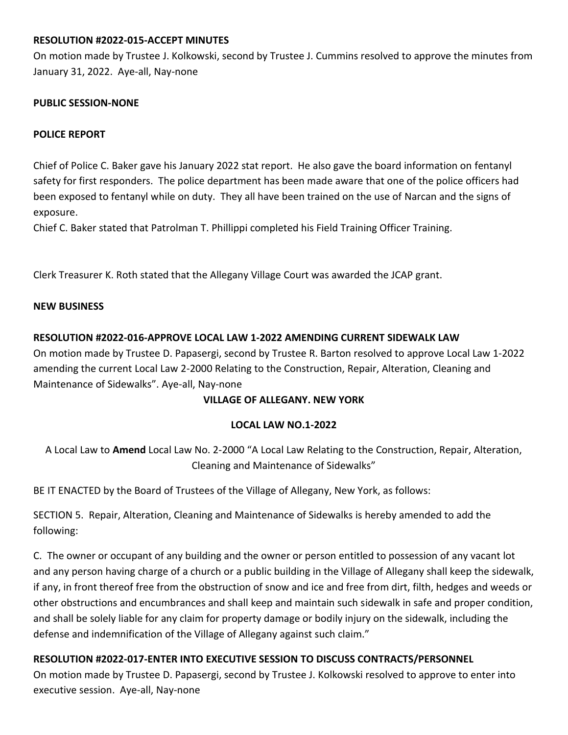**RESOLUTION #2022-015-ACCEPT MINUTES**

On motion made by Trustee J. Kolkowski, second by Trustee J. Cummins resolved to approve the minutes from January 31, 2022. Aye-all, Nay-none

**PUBLIC SESSION-NONE**

**POLICE REPORT**

Chief of Police C. Baker gave his January 2022 stat report. He also gave the board information on fentanyl safety for first responders. The police department has been made aware that one of the police officers had been exposed to fentanyl while on duty. They all have been trained on the use of Narcan and the signs of exposure.

Chief C. Baker stated that Patrolman T. Phillippi completed his Field Training Officer Training.

Clerk Treasurer K. Roth stated that the Allegany Village Court was awarded the JCAP grant.

**NEW BUSINESS**

**RESOLUTION #2022-016-APPROVE LOCAL LAW 1-2022 AMENDING CURRENT SIDEWALK LAW**

On motion made by Trustee D. Papasergi, second by Trustee R. Barton resolved to approve Local Law 1-2022 amending the current Local Law 2-2000 Relating to the Construction, Repair, Alteration, Cleaning and Maintenance of Sidewalks". Aye-all, Nay-none

**VILLAGE OF ALLEGANY. NEW YORK**

**LOCAL LAW NO.1-2022**

A Local Law to **Amend** Local Law No. 2-2000 "A Local Law Relating to the Construction, Repair, Alteration, Cleaning and Maintenance of Sidewalks"

BE IT ENACTED by the Board of Trustees of the Village of Allegany, New York, as follows:

SECTION 5. Repair, Alteration, Cleaning and Maintenance of Sidewalks is hereby amended to add the following:

C. The owner or occupant of any building and the owner or person entitled to possession of any vacant lot and any person having charge of a church or a public building in the Village of Allegany shall keep the sidewalk, if any, in front thereof free from the obstruction of snow and ice and free from dirt, filth, hedges and weeds or other obstructions and encumbrances and shall keep and maintain such sidewalk in safe and proper condition, and shall be solely liable for any claim for property damage or bodily injury on the sidewalk, including the defense and indemnification of the Village of Allegany against such claim."

**RESOLUTION #2022-017-ENTER INTO EXECUTIVE SESSION TO DISCUSS CONTRACTS/PERSONNEL**

On motion made by Trustee D. Papasergi, second by Trustee J. Kolkowski resolved to approve to enter into executive session. Aye-all, Nay-none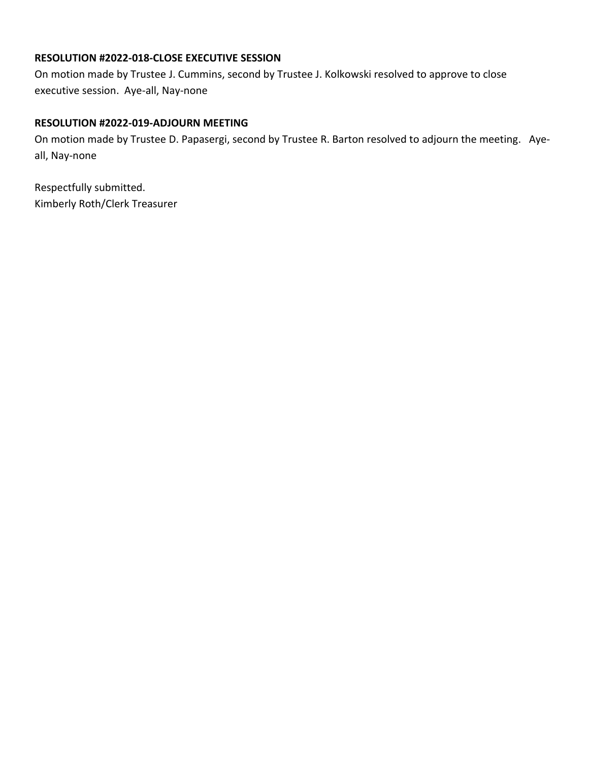**RESOLUTION #2022-018-CLOSE EXECUTIVE SESSION**

On motion made by Trustee J. Cummins, second by Trustee J. Kolkowski resolved to approve to close executive session. Aye-all, Nay-none

**RESOLUTION #2022-019-ADJOURN MEETING**

On motion made by Trustee D. Papasergi, second by Trustee R. Barton resolved to adjourn the meeting. Aye-all, Nay-none

Respectfully submitted.
Kimberly Roth/Clerk Treasurer